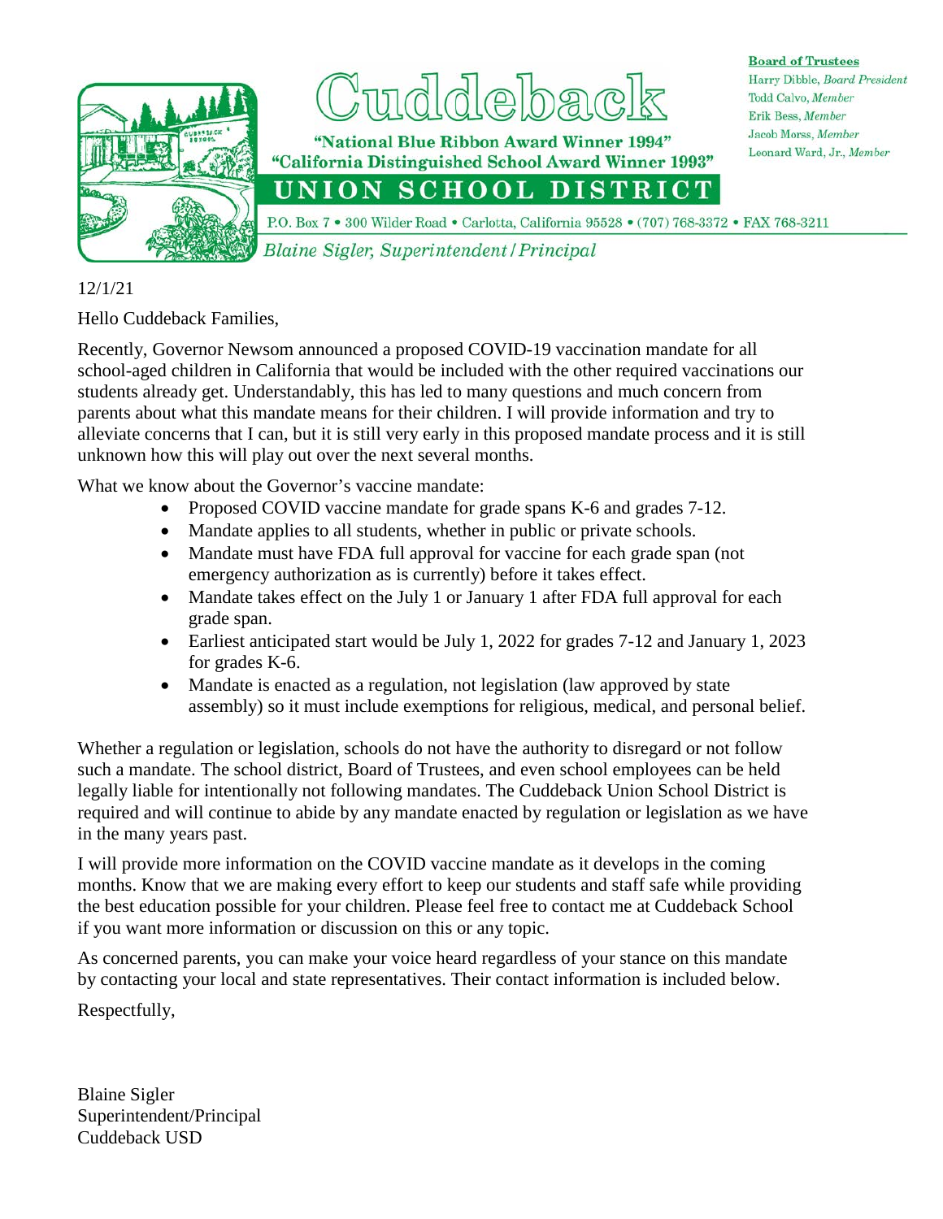# Cuddeback

"National Blue Ribbon Award Winner 1994"
"California Distinguished School Award Winner 1993"

## UNION SCHOOL DISTRICT

P.O. Box 7 • 300 Wilder Road • Carlotta, California 95528 • (707) 768-3372 • FAX 768-3211

*Blaine Sigler, Superintendent / Principal*

**Board of Trustees**
Harry Dibble, *Board President*
Todd Calvo, *Member*
Erik Bess, *Member*
Jacob Morss, *Member*
Leonard Ward, Jr., *Member*

12/1/21

Hello Cuddeback Families,

Recently, Governor Newsom announced a proposed COVID-19 vaccination mandate for all school-aged children in California that would be included with the other required vaccinations our students already get. Understandably, this has led to many questions and much concern from parents about what this mandate means for their children. I will provide information and try to alleviate concerns that I can, but it is still very early in this proposed mandate process and it is still unknown how this will play out over the next several months.

What we know about the Governor's vaccine mandate:

- Proposed COVID vaccine mandate for grade spans K-6 and grades 7-12.
- Mandate applies to all students, whether in public or private schools.
- Mandate must have FDA full approval for vaccine for each grade span (not emergency authorization as is currently) before it takes effect.
- Mandate takes effect on the July 1 or January 1 after FDA full approval for each grade span.
- Earliest anticipated start would be July 1, 2022 for grades 7-12 and January 1, 2023 for grades K-6.
- Mandate is enacted as a regulation, not legislation (law approved by state assembly) so it must include exemptions for religious, medical, and personal belief.

Whether a regulation or legislation, schools do not have the authority to disregard or not follow such a mandate. The school district, Board of Trustees, and even school employees can be held legally liable for intentionally not following mandates. The Cuddeback Union School District is required and will continue to abide by any mandate enacted by regulation or legislation as we have in the many years past.

I will provide more information on the COVID vaccine mandate as it develops in the coming months. Know that we are making every effort to keep our students and staff safe while providing the best education possible for your children. Please feel free to contact me at Cuddeback School if you want more information or discussion on this or any topic.

As concerned parents, you can make your voice heard regardless of your stance on this mandate by contacting your local and state representatives. Their contact information is included below.

Respectfully,

Blaine Sigler
Superintendent/Principal
Cuddeback USD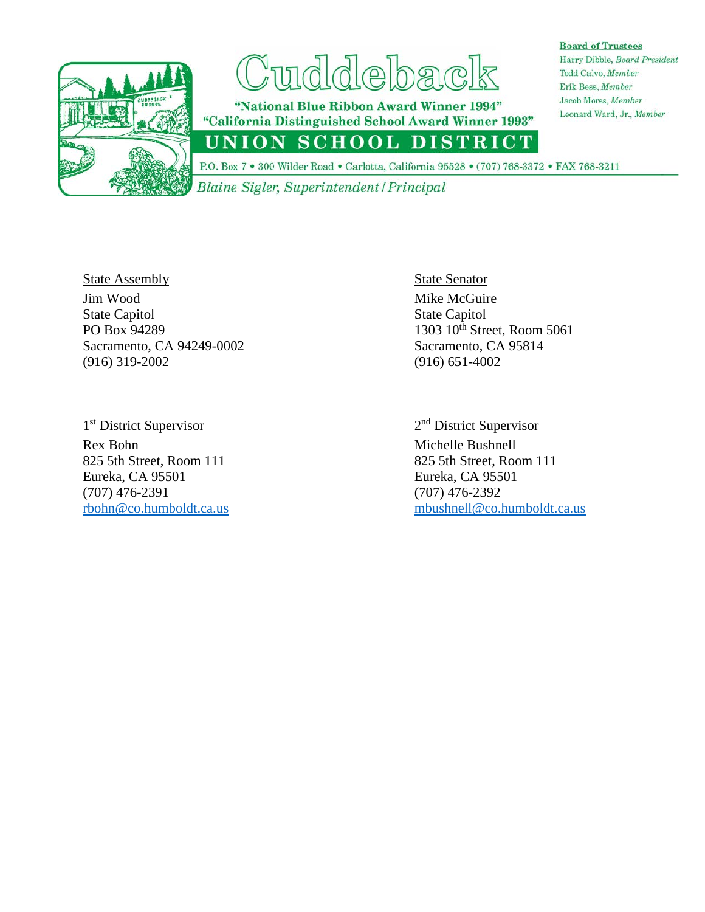# Cuddeback

"National Blue Ribbon Award Winner 1994"
"California Distinguished School Award Winner 1993"

## UNION SCHOOL DISTRICT

P.O. Box 7 • 300 Wilder Road • Carlotta, California 95528 • (707) 768-3372 • FAX 768-3211

*Blaine Sigler, Superintendent / Principal*

**Board of Trustees**
Harry Dibble, *Board President*
Todd Calvo, *Member*
Erik Bess, *Member*
Jacob Morss, *Member*
Leonard Ward, Jr., *Member*

State Assembly
Jim Wood
State Capitol
PO Box 94289
Sacramento, CA 94249-0002
(916) 319-2002

State Senator
Mike McGuire
State Capitol
1303 10th Street, Room 5061
Sacramento, CA 95814
(916) 651-4002

1st District Supervisor
Rex Bohn
825 5th Street, Room 111
Eureka, CA 95501
(707) 476-2391
rbohn@co.humboldt.ca.us

2nd District Supervisor
Michelle Bushnell
825 5th Street, Room 111
Eureka, CA 95501
(707) 476-2392
mbushnell@co.humboldt.ca.us